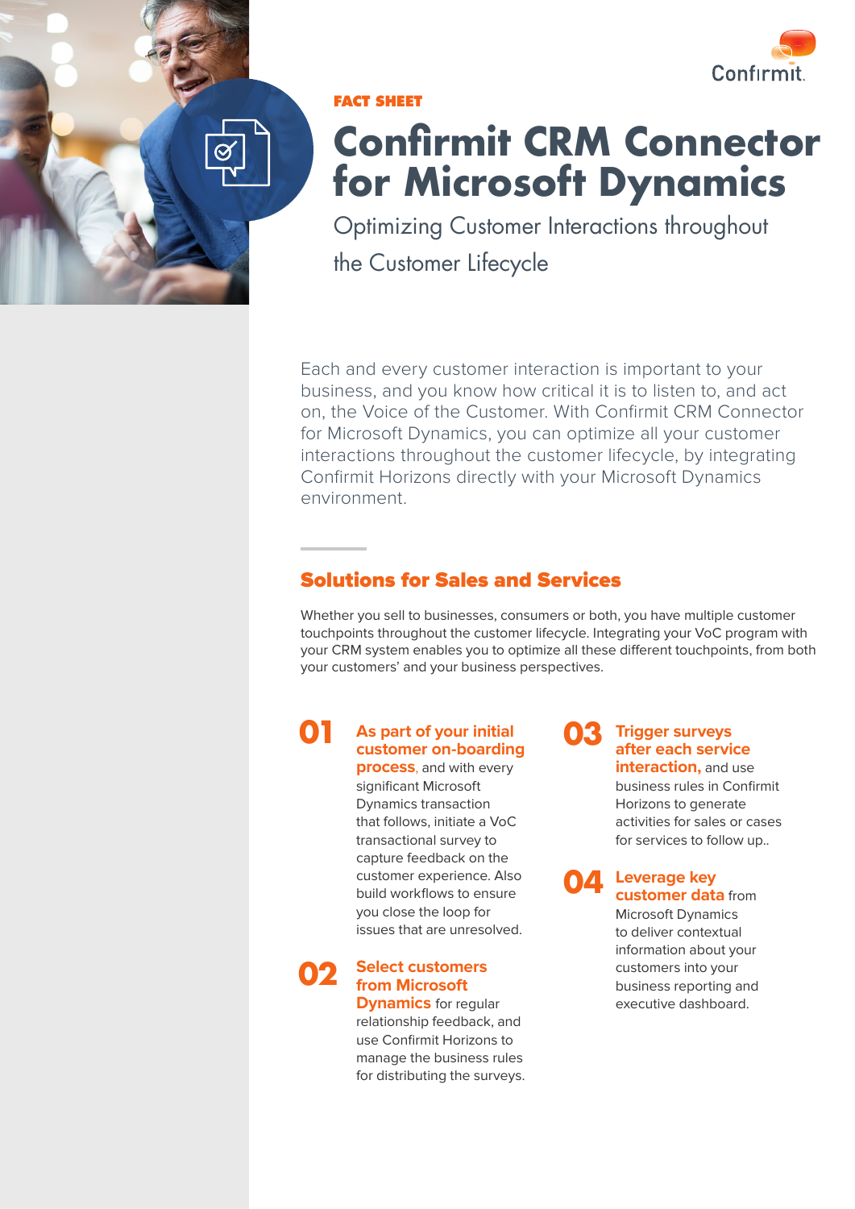FACT SHEET

# Confirmit CRM Connector for Microsoft Dynamics

Optimizing Customer Interactions throughout the Customer Lifecycle

Each and every customer interaction is important to your business, and you know how critical it is to listen to, and act on, the Voice of the Customer. With Confirmit CRM Connector for Microsoft Dynamics, you can optimize all your customer interactions throughout the customer lifecycle, by integrating Confirmit Horizons directly with your Microsoft Dynamics environment.

## Solutions for Sales and Services

Whether you sell to businesses, consumers or both, you have multiple customer touchpoints throughout the customer lifecycle. Integrating your VoC program with your CRM system enables you to optimize all these different touchpoints, from both your customers' and your business perspectives.

**01** **As part of your initial customer on-boarding process**, and with every significant Microsoft Dynamics transaction that follows, initiate a VoC transactional survey to capture feedback on the customer experience. Also build workflows to ensure you close the loop for issues that are unresolved.

**02** **Select customers from Microsoft Dynamics** for regular relationship feedback, and use Confirmit Horizons to manage the business rules for distributing the surveys.

**03** **Trigger surveys after each service interaction,** and use business rules in Confirmit Horizons to generate activities for sales or cases for services to follow up..

**04** **Leverage key customer data** from Microsoft Dynamics to deliver contextual information about your customers into your business reporting and executive dashboard.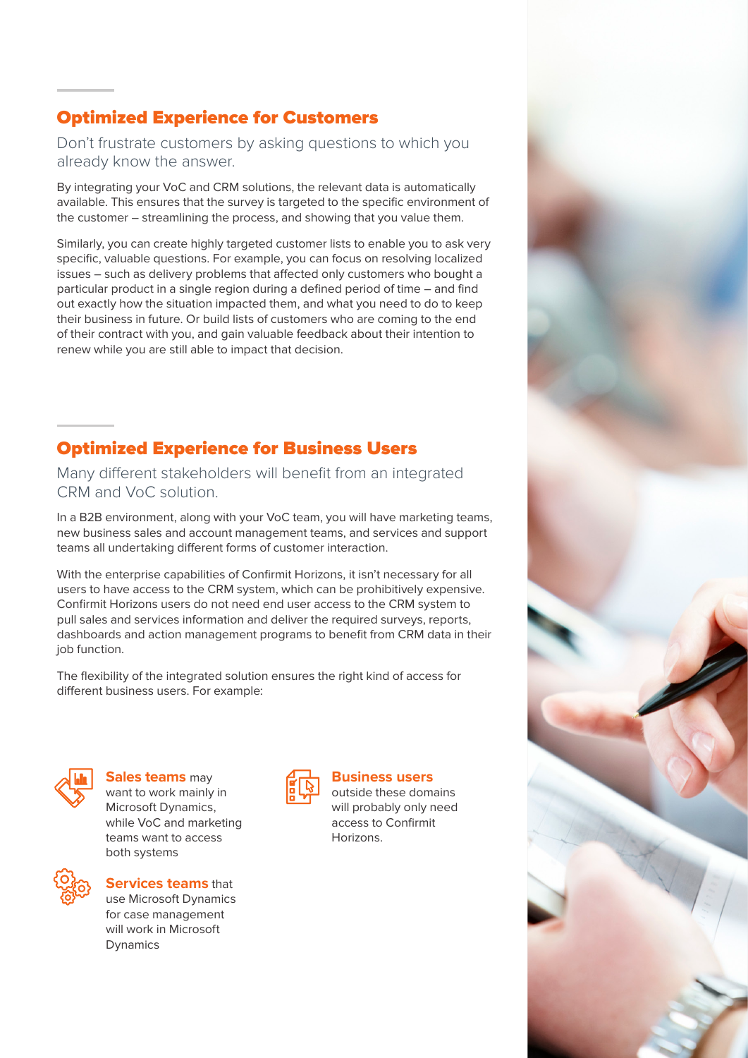## Optimized Experience for Customers

Don't frustrate customers by asking questions to which you already know the answer.

By integrating your VoC and CRM solutions, the relevant data is automatically available. This ensures that the survey is targeted to the specific environment of the customer – streamlining the process, and showing that you value them.

Similarly, you can create highly targeted customer lists to enable you to ask very specific, valuable questions. For example, you can focus on resolving localized issues – such as delivery problems that affected only customers who bought a particular product in a single region during a defined period of time – and find out exactly how the situation impacted them, and what you need to do to keep their business in future. Or build lists of customers who are coming to the end of their contract with you, and gain valuable feedback about their intention to renew while you are still able to impact that decision.

## Optimized Experience for Business Users

Many different stakeholders will benefit from an integrated CRM and VoC solution.

In a B2B environment, along with your VoC team, you will have marketing teams, new business sales and account management teams, and services and support teams all undertaking different forms of customer interaction.

With the enterprise capabilities of Confirmit Horizons, it isn't necessary for all users to have access to the CRM system, which can be prohibitively expensive. Confirmit Horizons users do not need end user access to the CRM system to pull sales and services information and deliver the required surveys, reports, dashboards and action management programs to benefit from CRM data in their job function.

The flexibility of the integrated solution ensures the right kind of access for different business users. For example:

- **Sales teams** may want to work mainly in Microsoft Dynamics, while VoC and marketing teams want to access both systems
- **Services teams** that use Microsoft Dynamics for case management will work in Microsoft Dynamics
- **Business users** outside these domains will probably only need access to Confirmit Horizons.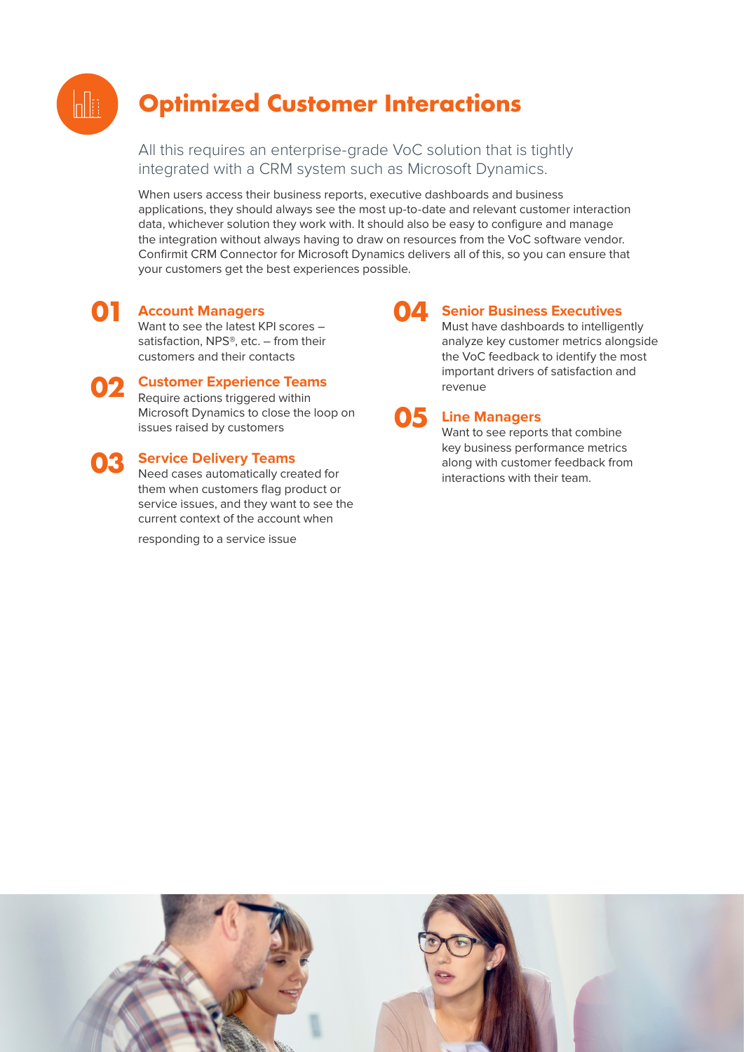# Optimized Customer Interactions

All this requires an enterprise-grade VoC solution that is tightly integrated with a CRM system such as Microsoft Dynamics.

When users access their business reports, executive dashboards and business applications, they should always see the most up-to-date and relevant customer interaction data, whichever solution they work with. It should also be easy to configure and manage the integration without always having to draw on resources from the VoC software vendor. Confirmit CRM Connector for Microsoft Dynamics delivers all of this, so you can ensure that your customers get the best experiences possible.

**01 Account Managers**
Want to see the latest KPI scores – satisfaction, NPS®, etc. – from their customers and their contacts

**02 Customer Experience Teams**
Require actions triggered within Microsoft Dynamics to close the loop on issues raised by customers

**03 Service Delivery Teams**
Need cases automatically created for them when customers flag product or service issues, and they want to see the current context of the account when responding to a service issue

**04 Senior Business Executives**
Must have dashboards to intelligently analyze key customer metrics alongside the VoC feedback to identify the most important drivers of satisfaction and revenue

**05 Line Managers**
Want to see reports that combine key business performance metrics along with customer feedback from interactions with their team.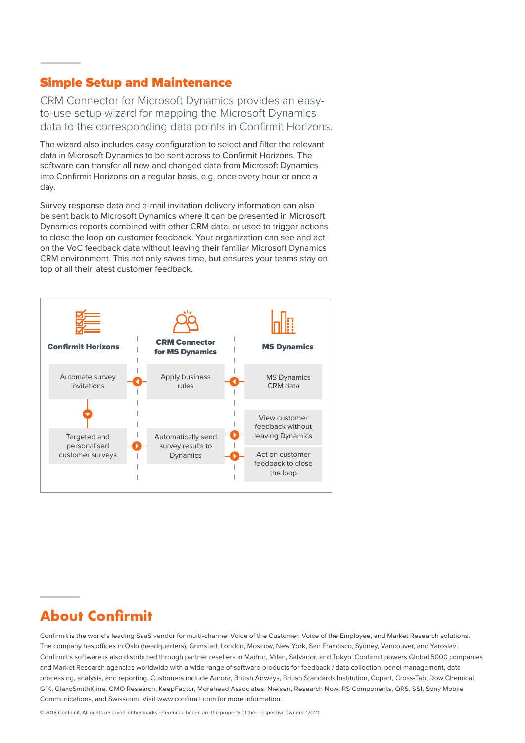## Simple Setup and Maintenance

CRM Connector for Microsoft Dynamics provides an easy-to-use setup wizard for mapping the Microsoft Dynamics data to the corresponding data points in Confirmit Horizons.

The wizard also includes easy configuration to select and filter the relevant data in Microsoft Dynamics to be sent across to Confirmit Horizons. The software can transfer all new and changed data from Microsoft Dynamics into Confirmit Horizons on a regular basis, e.g. once every hour or once a day.

Survey response data and e-mail invitation delivery information can also be sent back to Microsoft Dynamics where it can be presented in Microsoft Dynamics reports combined with other CRM data, or used to trigger actions to close the loop on customer feedback. Your organization can see and act on the VoC feedback data without leaving their familiar Microsoft Dynamics CRM environment. This not only saves time, but ensures your teams stay on top of all their latest customer feedback.

**Confirmit Horizons**

Automate survey invitations

Targeted and personalised customer surveys

**CRM Connector for MS Dynamics**

Apply business rules

Automatically send survey results to Dynamics

**MS Dynamics**

MS Dynamics CRM data

View customer feedback without leaving Dynamics

Act on customer feedback to close the loop

## About Confirmit

Confirmit is the world's leading SaaS vendor for multi-channel Voice of the Customer, Voice of the Employee, and Market Research solutions. The company has offices in Oslo (headquarters), Grimstad, London, Moscow, New York, San Francisco, Sydney, Vancouver, and Yaroslavl. Confirmit's software is also distributed through partner resellers in Madrid, Milan, Salvador, and Tokyo. Confirmit powers Global 5000 companies and Market Research agencies worldwide with a wide range of software products for feedback / data collection, panel management, data processing, analysis, and reporting. Customers include Aurora, British Airways, British Standards Institution, Copart, Cross-Tab, Dow Chemical, GfK, GlaxoSmithKline, GMO Research, KeepFactor, Morehead Associates, Nielsen, Research Now, RS Components, QRS, SSI, Sony Mobile Communications, and Swisscom. Visit www.confirmit.com for more information.

© 2018 Confirmit. All rights reserved. Other marks referenced herein are the property of their respective owners. 170111